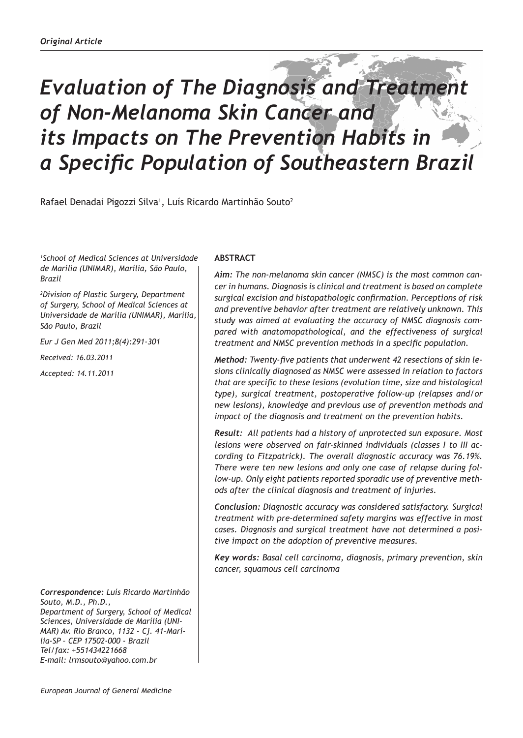*Original Article*

# *Evaluation of The Diagnosis and Treatment of Non-Melanoma Skin Cancer and its Impacts on The Prevention Habits in a Specific Population of Southeastern Brazil*

Rafael Denadai Pigozzi Silva[1], Luís Ricardo Martinhão Souto[2]

*[1]School of Medical Sciences at Universidade de Marília (UNIMAR), Marília, São Paulo, Brazil*

*[2]Division of Plastic Surgery, Department of Surgery, School of Medical Sciences at Universidade de Marília (UNIMAR), Marília, São Paulo, Brazil*

*Eur J Gen Med 2011;8(4):291-301*

*Received: 16.03.2011*

*Accepted: 14.11.2011*

## ABSTRACT

***Aim:*** *The non-melanoma skin cancer (NMSC) is the most common cancer in humans. Diagnosis is clinical and treatment is based on complete surgical excision and histopathologic confirmation. Perceptions of risk and preventive behavior after treatment are relatively unknown. This study was aimed at evaluating the accuracy of NMSC diagnosis compared with anatomopathological, and the effectiveness of surgical treatment and NMSC prevention methods in a specific population.*

***Method:*** *Twenty-five patients that underwent 42 resections of skin lesions clinically diagnosed as NMSC were assessed in relation to factors that are specific to these lesions (evolution time, size and histological type), surgical treatment, postoperative follow-up (relapses and/or new lesions), knowledge and previous use of prevention methods and impact of the diagnosis and treatment on the prevention habits.*

***Result:*** *All patients had a history of unprotected sun exposure. Most lesions were observed on fair-skinned individuals (classes I to III according to Fitzpatrick). The overall diagnostic accuracy was 76.19%. There were ten new lesions and only one case of relapse during follow-up. Only eight patients reported sporadic use of preventive methods after the clinical diagnosis and treatment of injuries.*

***Conclusion:*** *Diagnostic accuracy was considered satisfactory. Surgical treatment with pre-determined safety margins was effective in most cases. Diagnosis and surgical treatment have not determined a positive impact on the adoption of preventive measures.*

***Key words:*** *Basal cell carcinoma, diagnosis, primary prevention, skin cancer, squamous cell carcinoma*

***Correspondence:*** *Luís Ricardo Martinhão Souto, M.D., Ph.D.,*
*Department of Surgery, School of Medical Sciences, Universidade de Marília (UNIMAR) Av. Rio Branco, 1132 - Cj. 41–Marília-SP – CEP 17502-000 - Brazil*
*Tel/fax: +551434221668*
*E-mail: lrmsouto@yahoo.com.br*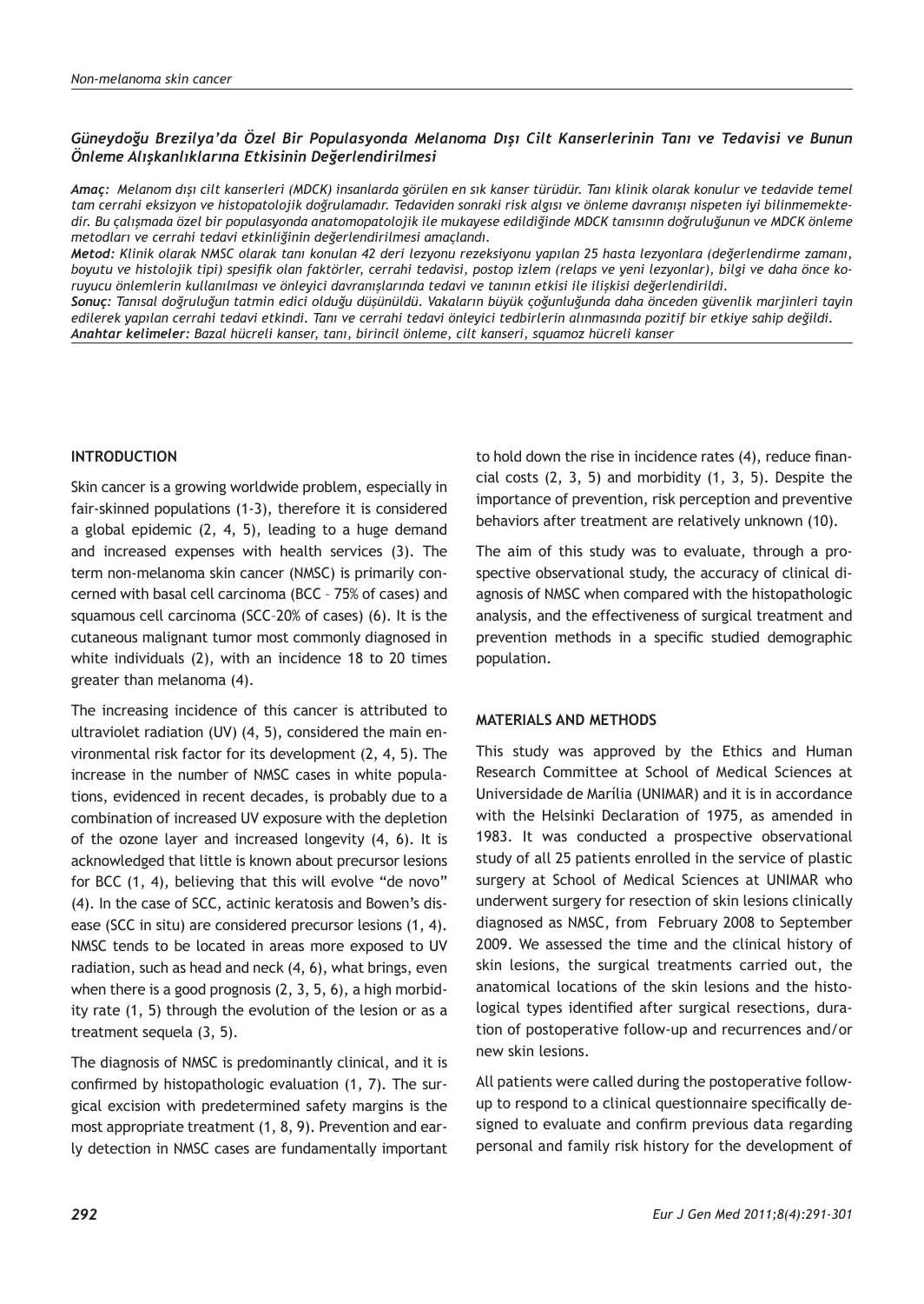### *Güneydoğu Brezilya'da Özel Bir Populasyonda Melanoma Dışı Cilt Kanserlerinin Tanı ve Tedavisi ve Bunun Önleme Alışkanlıklarına Etkisinin Değerlendirilmesi*

***Amaç:*** *Melanom dışı cilt kanserleri (MDCK) insanlarda görülen en sık kanser türüdür. Tanı klinik olarak konulur ve tedavide temel tam cerrahi eksizyon ve histopatolojik doğrulamadır. Tedaviden sonraki risk algısı ve önleme davranışı nispeten iyi bilinmemektedir. Bu çalışmada özel bir populasyonda anatomopatolojik ile mukayese edildiğinde MDCK tanısının doğruluğunun ve MDCK önleme metodları ve cerrahi tedavi etkinliğinin değerlendirilmesi amaçlandı.*

***Metod:*** *Klinik olarak NMSC olarak tanı konulan 42 deri lezyonu rezeksiyonu yapılan 25 hasta lezyonlara (değerlendirme zamanı, boyutu ve histolojik tipi) spesifik olan faktörler, cerrahi tedavisi, postop izlem (relaps ve yeni lezyonlar), bilgi ve daha önce koruyucu önlemlerin kullanılması ve önleyici davranışlarında tedavi ve tanının etkisi ile ilişkisi değerlendirildi.*

***Sonuç:*** *Tanısal doğruluğun tatmin edici olduğu düşünüldü. Vakaların büyük çoğunluğunda daha önceden güvenlik marjinleri tayin edilerek yapılan cerrahi tedavi etkindi. Tanı ve cerrahi tedavi önleyici tedbirlerin alınmasında pozitif bir etkiye sahip değildi.*

***Anahtar kelimeler:*** *Bazal hücreli kanser, tanı, birincil önleme, cilt kanseri, squamoz hücreli kanser*

## INTRODUCTION

Skin cancer is a growing worldwide problem, especially in fair-skinned populations (1-3), therefore it is considered a global epidemic (2, 4, 5), leading to a huge demand and increased expenses with health services (3). The term non-melanoma skin cancer (NMSC) is primarily concerned with basal cell carcinoma (BCC – 75% of cases) and squamous cell carcinoma (SCC–20% of cases) (6). It is the cutaneous malignant tumor most commonly diagnosed in white individuals (2), with an incidence 18 to 20 times greater than melanoma (4).

The increasing incidence of this cancer is attributed to ultraviolet radiation (UV) (4, 5), considered the main environmental risk factor for its development (2, 4, 5). The increase in the number of NMSC cases in white populations, evidenced in recent decades, is probably due to a combination of increased UV exposure with the depletion of the ozone layer and increased longevity (4, 6). It is acknowledged that little is known about precursor lesions for BCC (1, 4), believing that this will evolve "de novo" (4). In the case of SCC, actinic keratosis and Bowen's disease (SCC in situ) are considered precursor lesions (1, 4). NMSC tends to be located in areas more exposed to UV radiation, such as head and neck (4, 6), what brings, even when there is a good prognosis (2, 3, 5, 6), a high morbidity rate (1, 5) through the evolution of the lesion or as a treatment sequela (3, 5).

The diagnosis of NMSC is predominantly clinical, and it is confirmed by histopathologic evaluation (1, 7). The surgical excision with predetermined safety margins is the most appropriate treatment (1, 8, 9). Prevention and early detection in NMSC cases are fundamentally important to hold down the rise in incidence rates (4), reduce financial costs (2, 3, 5) and morbidity (1, 3, 5). Despite the importance of prevention, risk perception and preventive behaviors after treatment are relatively unknown (10).

The aim of this study was to evaluate, through a prospective observational study, the accuracy of clinical diagnosis of NMSC when compared with the histopathologic analysis, and the effectiveness of surgical treatment and prevention methods in a specific studied demographic population.

## MATERIALS AND METHODS

This study was approved by the Ethics and Human Research Committee at School of Medical Sciences at Universidade de Marília (UNIMAR) and it is in accordance with the Helsinki Declaration of 1975, as amended in 1983. It was conducted a prospective observational study of all 25 patients enrolled in the service of plastic surgery at School of Medical Sciences at UNIMAR who underwent surgery for resection of skin lesions clinically diagnosed as NMSC, from February 2008 to September 2009. We assessed the time and the clinical history of skin lesions, the surgical treatments carried out, the anatomical locations of the skin lesions and the histological types identified after surgical resections, duration of postoperative follow-up and recurrences and/or new skin lesions.

All patients were called during the postoperative follow-up to respond to a clinical questionnaire specifically designed to evaluate and confirm previous data regarding personal and family risk history for the development of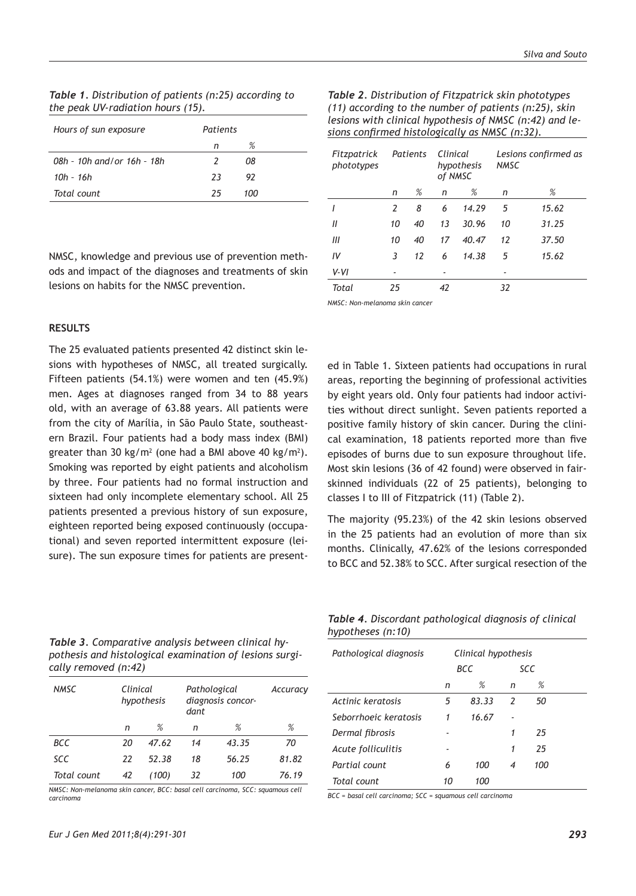*Table 1. Distribution of patients (n:25) according to the peak UV-radiation hours (15).*

| Hours of sun exposure | Patients | |
|---|---|---|
| | n | % |
| 08h - 10h and/or 16h - 18h | 2 | 08 |
| 10h - 16h | 23 | 92 |
| Total count | 25 | 100 |

NMSC, knowledge and previous use of prevention methods and impact of the diagnoses and treatments of skin lesions on habits for the NMSC prevention.

## RESULTS

The 25 evaluated patients presented 42 distinct skin lesions with hypotheses of NMSC, all treated surgically. Fifteen patients (54.1%) were women and ten (45.9%) men. Ages at diagnoses ranged from 34 to 88 years old, with an average of 63.88 years. All patients were from the city of Marília, in São Paulo State, southeastern Brazil. Four patients had a body mass index (BMI) greater than 30 kg/m$^2$ (one had a BMI above 40 kg/m$^2$). Smoking was reported by eight patients and alcoholism by three. Four patients had no formal instruction and sixteen had only incomplete elementary school. All 25 patients presented a previous history of sun exposure, eighteen reported being exposed continuously (occupational) and seven reported intermittent exposure (leisure). The sun exposure times for patients are presented in Table 1. Sixteen patients had occupations in rural areas, reporting the beginning of professional activities by eight years old. Only four patients had indoor activities without direct sunlight. Seven patients reported a positive family history of skin cancer. During the clinical examination, 18 patients reported more than five episodes of burns due to sun exposure throughout life. Most skin lesions (36 of 42 found) were observed in fair-skinned individuals (22 of 25 patients), belonging to classes I to III of Fitzpatrick (11) (Table 2).

*Table 2. Distribution of Fitzpatrick skin phototypes (11) according to the number of patients (n:25), skin lesions with clinical hypothesis of NMSC (n:42) and lesions confirmed histologically as NMSC (n:32).*

| Fitzpatrick phototypes | Patients | | Clinical hypothesis of NMSC | | Lesions confirmed as NMSC | |
|---|---|---|---|---|---|---|
| | n | % | n | % | n | % |
| I | 2 | 8 | 6 | 14.29 | 5 | 15.62 |
| II | 10 | 40 | 13 | 30.96 | 10 | 31.25 |
| III | 10 | 40 | 17 | 40.47 | 12 | 37.50 |
| IV | 3 | 12 | 6 | 14.38 | 5 | 15.62 |
| V-VI | - | | - | | - | |
| Total | 25 | | 42 | | 32 | |

NMSC: Non-melanoma skin cancer

The majority (95.23%) of the 42 skin lesions observed in the 25 patients had an evolution of more than six months. Clinically, 47.62% of the lesions corresponded to BCC and 52.38% to SCC. After surgical resection of the

*Table 3. Comparative analysis between clinical hypothesis and histological examination of lesions surgically removed (n:42)*

| NMSC | Clinical hypothesis | | Pathological diagnosis concordant | | Accuracy |
|---|---|---|---|---|---|
| | n | % | n | % | % |
| BCC | 20 | 47.62 | 14 | 43.35 | 70 |
| SCC | 22 | 52.38 | 18 | 56.25 | 81.82 |
| Total count | 42 | (100) | 32 | 100 | 76.19 |

NMSC: Non-melanoma skin cancer, BCC: basal cell carcinoma, SCC: squamous cell carcinoma

*Table 4. Discordant pathological diagnosis of clinical hypotheses (n:10)*

| Pathological diagnosis | Clinical hypothesis | | | |
|---|---|---|---|---|
| | BCC | | SCC | |
| | n | % | n | % |
| Actinic keratosis | 5 | 83.33 | 2 | 50 |
| Seborrhoeic keratosis | 1 | 16.67 | - | |
| Dermal fibrosis | - | | 1 | 25 |
| Acute folliculitis | - | | 1 | 25 |
| Partial count | 6 | 100 | 4 | 100 |
| Total count | 10 | 100 | | |

BCC = basal cell carcinoma; SCC = squamous cell carcinoma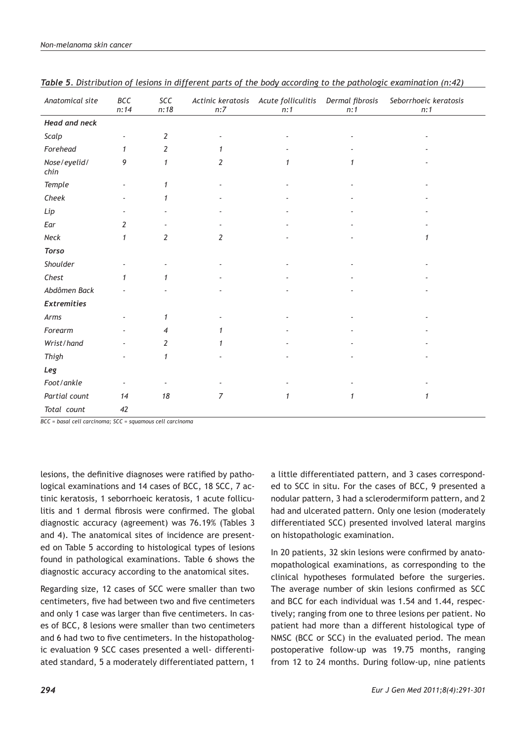*Table 5. Distribution of lesions in different parts of the body according to the pathologic examination (n:42)*

| Anatomical site | BCC n:14 | SCC n:18 | Actinic keratosis n:7 | Acute folliculitis n:1 | Dermal fibrosis n:1 | Seborrhoeic keratosis n:1 |
|---|---|---|---|---|---|---|
| ***Head and neck*** | | | | | | |
| Scalp | - | 2 | - | - | - | - |
| Forehead | 1 | 2 | 1 | - | - | - |
| Nose/eyelid/chin | 9 | 1 | 2 | 1 | 1 | - |
| Temple | - | 1 | - | - | - | - |
| Cheek | - | 1 | - | - | - | - |
| Lip | - | - | - | - | - | - |
| Ear | 2 | - | - | - | - | - |
| Neck | 1 | 2 | 2 | - | - | 1 |
| ***Torso*** | | | | | | |
| Shoulder | - | - | - | - | - | - |
| Chest | 1 | 1 | - | - | - | - |
| Abdômen Back | - | - | - | - | - | - |
| ***Extremities*** | | | | | | |
| Arms | - | 1 | - | | - | - |
| Forearm | - | 4 | 1 | - | - | - |
| Wrist/hand | - | 2 | 1 | - | - | - |
| Thigh | - | 1 | - | - | - | - |
| ***Leg*** | | | | | | |
| Foot/ankle | - | - | - | - | - | - |
| Partial count | 14 | 18 | 7 | 1 | 1 | 1 |
| Total count | 42 | | | | | |

*BCC = basal cell carcinoma; SCC = squamous cell carcinoma*

lesions, the definitive diagnoses were ratified by pathological examinations and 14 cases of BCC, 18 SCC, 7 actinic keratosis, 1 seborrhoeic keratosis, 1 acute folliculitis and 1 dermal fibrosis were confirmed. The global diagnostic accuracy (agreement) was 76.19% (Tables 3 and 4). The anatomical sites of incidence are presented on Table 5 according to histological types of lesions found in pathological examinations. Table 6 shows the diagnostic accuracy according to the anatomical sites.

Regarding size, 12 cases of SCC were smaller than two centimeters, five had between two and five centimeters and only 1 case was larger than five centimeters. In cases of BCC, 8 lesions were smaller than two centimeters and 6 had two to five centimeters. In the histopathologic evaluation 9 SCC cases presented a well- differentiated standard, 5 a moderately differentiated pattern, 1 a little differentiated pattern, and 3 cases corresponded to SCC in situ. For the cases of BCC, 9 presented a nodular pattern, 3 had a sclerodermiform pattern, and 2 had and ulcerated pattern. Only one lesion (moderately differentiated SCC) presented involved lateral margins on histopathologic examination.

In 20 patients, 32 skin lesions were confirmed by anatomopathological examinations, as corresponding to the clinical hypotheses formulated before the surgeries. The average number of skin lesions confirmed as SCC and BCC for each individual was 1.54 and 1.44, respectively; ranging from one to three lesions per patient. No patient had more than a different histological type of NMSC (BCC or SCC) in the evaluated period. The mean postoperative follow-up was 19.75 months, ranging from 12 to 24 months. During follow-up, nine patients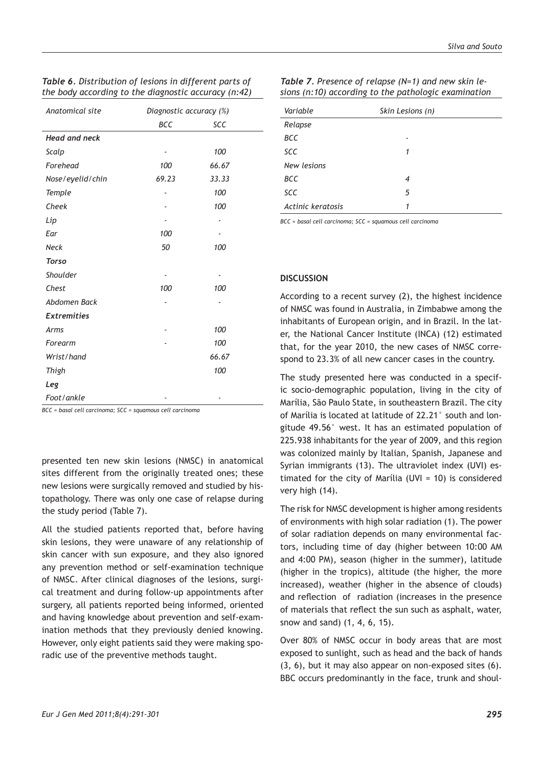*Table 6. Distribution of lesions in different parts of the body according to the diagnostic accuracy (n:42)*

| Anatomical site | Diagnostic accuracy (%) | |
|---|---|---|
| | BCC | SCC |
| **Head and neck** | | |
| Scalp | - | 100 |
| Forehead | 100 | 66.67 |
| Nose/eyelid/chin | 69.23 | 33.33 |
| Temple | - | 100 |
| Cheek | - | 100 |
| Lip | - | - |
| Ear | 100 | - |
| Neck | 50 | 100 |
| **Torso** | | |
| Shoulder | - | - |
| Chest | 100 | 100 |
| Abdomen Back | - | - |
| **Extremities** | | |
| Arms | - | 100 |
| Forearm | - | 100 |
| Wrist/hand | | 66.67 |
| Thigh | | 100 |
| **Leg** | | |
| Foot/ankle | - | - |

BCC = basal cell carcinoma; SCC = squamous cell carcinoma

presented ten new skin lesions (NMSC) in anatomical sites different from the originally treated ones; these new lesions were surgically removed and studied by histopathology. There was only one case of relapse during the study period (Table 7).

All the studied patients reported that, before having skin lesions, they were unaware of any relationship of skin cancer with sun exposure, and they also ignored any prevention method or self-examination technique of NMSC. After clinical diagnoses of the lesions, surgical treatment and during follow-up appointments after surgery, all patients reported being informed, oriented and having knowledge about prevention and self-examination methods that they previously denied knowing. However, only eight patients said they were making sporadic use of the preventive methods taught.

*Table 7. Presence of relapse (N=1) and new skin lesions (n:10) according to the pathologic examination*

| Variable | Skin Lesions (n) |
|---|---|
| Relapse | |
| BCC | - |
| SCC | 1 |
| New lesions | |
| BCC | 4 |
| SCC | 5 |
| Actinic keratosis | 1 |

BCC = basal cell carcinoma; SCC = squamous cell carcinoma

## DISCUSSION

According to a recent survey (2), the highest incidence of NMSC was found in Australia, in Zimbabwe among the inhabitants of European origin, and in Brazil. In the latter, the National Cancer Institute (INCA) (12) estimated that, for the year 2010, the new cases of NMSC correspond to 23.3% of all new cancer cases in the country.

The study presented here was conducted in a specific socio-demographic population, living in the city of Marília, São Paulo State, in southeastern Brazil. The city of Marília is located at latitude of 22.21° south and longitude 49.56° west. It has an estimated population of 225.938 inhabitants for the year of 2009, and this region was colonized mainly by Italian, Spanish, Japanese and Syrian immigrants (13). The ultraviolet index (UVI) estimated for the city of Marília (UVI = 10) is considered very high (14).

The risk for NMSC development is higher among residents of environments with high solar radiation (1). The power of solar radiation depends on many environmental factors, including time of day (higher between 10:00 AM and 4:00 PM), season (higher in the summer), latitude (higher in the tropics), altitude (the higher, the more increased), weather (higher in the absence of clouds) and reflection of radiation (increases in the presence of materials that reflect the sun such as asphalt, water, snow and sand) (1, 4, 6, 15).

Over 80% of NMSC occur in body areas that are most exposed to sunlight, such as head and the back of hands (3, 6), but it may also appear on non-exposed sites (6). BBC occurs predominantly in the face, trunk and shoul-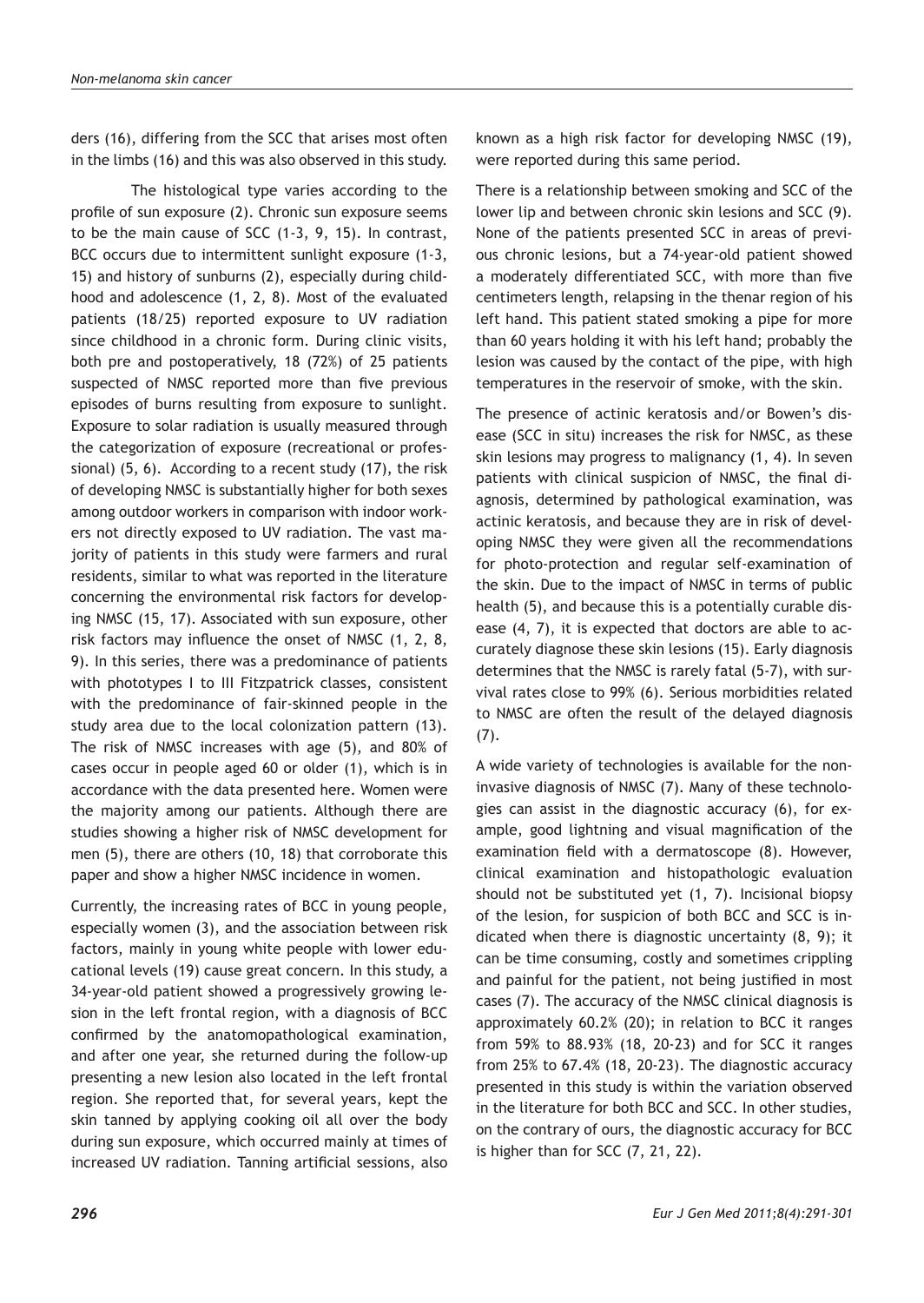ders (16), differing from the SCC that arises most often in the limbs (16) and this was also observed in this study.

The histological type varies according to the profile of sun exposure (2). Chronic sun exposure seems to be the main cause of SCC (1-3, 9, 15). In contrast, BCC occurs due to intermittent sunlight exposure (1-3, 15) and history of sunburns (2), especially during childhood and adolescence (1, 2, 8). Most of the evaluated patients (18/25) reported exposure to UV radiation since childhood in a chronic form. During clinic visits, both pre and postoperatively, 18 (72%) of 25 patients suspected of NMSC reported more than five previous episodes of burns resulting from exposure to sunlight. Exposure to solar radiation is usually measured through the categorization of exposure (recreational or professional) (5, 6). According to a recent study (17), the risk of developing NMSC is substantially higher for both sexes among outdoor workers in comparison with indoor workers not directly exposed to UV radiation. The vast majority of patients in this study were farmers and rural residents, similar to what was reported in the literature concerning the environmental risk factors for developing NMSC (15, 17). Associated with sun exposure, other risk factors may influence the onset of NMSC (1, 2, 8, 9). In this series, there was a predominance of patients with phototypes I to III Fitzpatrick classes, consistent with the predominance of fair-skinned people in the study area due to the local colonization pattern (13). The risk of NMSC increases with age (5), and 80% of cases occur in people aged 60 or older (1), which is in accordance with the data presented here. Women were the majority among our patients. Although there are studies showing a higher risk of NMSC development for men (5), there are others (10, 18) that corroborate this paper and show a higher NMSC incidence in women.

Currently, the increasing rates of BCC in young people, especially women (3), and the association between risk factors, mainly in young white people with lower educational levels (19) cause great concern. In this study, a 34-year-old patient showed a progressively growing lesion in the left frontal region, with a diagnosis of BCC confirmed by the anatomopathological examination, and after one year, she returned during the follow-up presenting a new lesion also located in the left frontal region. She reported that, for several years, kept the skin tanned by applying cooking oil all over the body during sun exposure, which occurred mainly at times of increased UV radiation. Tanning artificial sessions, also known as a high risk factor for developing NMSC (19), were reported during this same period.

There is a relationship between smoking and SCC of the lower lip and between chronic skin lesions and SCC (9). None of the patients presented SCC in areas of previous chronic lesions, but a 74-year-old patient showed a moderately differentiated SCC, with more than five centimeters length, relapsing in the thenar region of his left hand. This patient stated smoking a pipe for more than 60 years holding it with his left hand; probably the lesion was caused by the contact of the pipe, with high temperatures in the reservoir of smoke, with the skin.

The presence of actinic keratosis and/or Bowen's disease (SCC in situ) increases the risk for NMSC, as these skin lesions may progress to malignancy (1, 4). In seven patients with clinical suspicion of NMSC, the final diagnosis, determined by pathological examination, was actinic keratosis, and because they are in risk of developing NMSC they were given all the recommendations for photo-protection and regular self-examination of the skin. Due to the impact of NMSC in terms of public health (5), and because this is a potentially curable disease (4, 7), it is expected that doctors are able to accurately diagnose these skin lesions (15). Early diagnosis determines that the NMSC is rarely fatal (5-7), with survival rates close to 99% (6). Serious morbidities related to NMSC are often the result of the delayed diagnosis (7).

A wide variety of technologies is available for the non-invasive diagnosis of NMSC (7). Many of these technologies can assist in the diagnostic accuracy (6), for example, good lightning and visual magnification of the examination field with a dermatoscope (8). However, clinical examination and histopathologic evaluation should not be substituted yet (1, 7). Incisional biopsy of the lesion, for suspicion of both BCC and SCC is indicated when there is diagnostic uncertainty (8, 9); it can be time consuming, costly and sometimes crippling and painful for the patient, not being justified in most cases (7). The accuracy of the NMSC clinical diagnosis is approximately 60.2% (20); in relation to BCC it ranges from 59% to 88.93% (18, 20-23) and for SCC it ranges from 25% to 67.4% (18, 20-23). The diagnostic accuracy presented in this study is within the variation observed in the literature for both BCC and SCC. In other studies, on the contrary of ours, the diagnostic accuracy for BCC is higher than for SCC (7, 21, 22).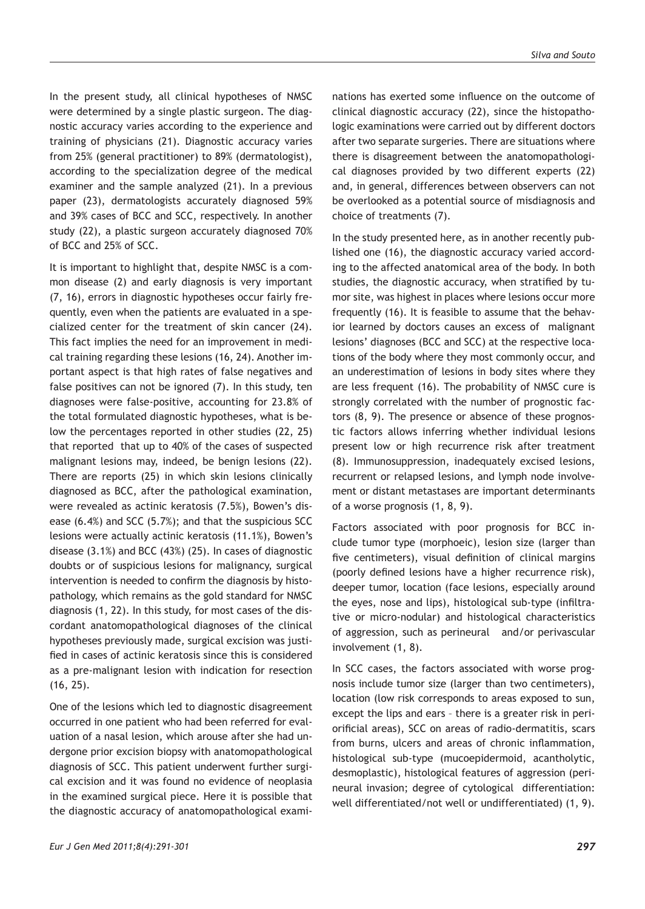In the present study, all clinical hypotheses of NMSC were determined by a single plastic surgeon. The diagnostic accuracy varies according to the experience and training of physicians (21). Diagnostic accuracy varies from 25% (general practitioner) to 89% (dermatologist), according to the specialization degree of the medical examiner and the sample analyzed (21). In a previous paper (23), dermatologists accurately diagnosed 59% and 39% cases of BCC and SCC, respectively. In another study (22), a plastic surgeon accurately diagnosed 70% of BCC and 25% of SCC.

It is important to highlight that, despite NMSC is a common disease (2) and early diagnosis is very important (7, 16), errors in diagnostic hypotheses occur fairly frequently, even when the patients are evaluated in a specialized center for the treatment of skin cancer (24). This fact implies the need for an improvement in medical training regarding these lesions (16, 24). Another important aspect is that high rates of false negatives and false positives can not be ignored (7). In this study, ten diagnoses were false-positive, accounting for 23.8% of the total formulated diagnostic hypotheses, what is below the percentages reported in other studies (22, 25) that reported that up to 40% of the cases of suspected malignant lesions may, indeed, be benign lesions (22). There are reports (25) in which skin lesions clinically diagnosed as BCC, after the pathological examination, were revealed as actinic keratosis (7.5%), Bowen's disease (6.4%) and SCC (5.7%); and that the suspicious SCC lesions were actually actinic keratosis (11.1%), Bowen's disease (3.1%) and BCC (43%) (25). In cases of diagnostic doubts or of suspicious lesions for malignancy, surgical intervention is needed to confirm the diagnosis by histopathology, which remains as the gold standard for NMSC diagnosis (1, 22). In this study, for most cases of the discordant anatomopathological diagnoses of the clinical hypotheses previously made, surgical excision was justified in cases of actinic keratosis since this is considered as a pre-malignant lesion with indication for resection (16, 25).

One of the lesions which led to diagnostic disagreement occurred in one patient who had been referred for evaluation of a nasal lesion, which arouse after she had undergone prior excision biopsy with anatomopathological diagnosis of SCC. This patient underwent further surgical excision and it was found no evidence of neoplasia in the examined surgical piece. Here it is possible that the diagnostic accuracy of anatomopathological examinations has exerted some influence on the outcome of clinical diagnostic accuracy (22), since the histopathologic examinations were carried out by different doctors after two separate surgeries. There are situations where there is disagreement between the anatomopathological diagnoses provided by two different experts (22) and, in general, differences between observers can not be overlooked as a potential source of misdiagnosis and choice of treatments (7).

In the study presented here, as in another recently published one (16), the diagnostic accuracy varied according to the affected anatomical area of the body. In both studies, the diagnostic accuracy, when stratified by tumor site, was highest in places where lesions occur more frequently (16). It is feasible to assume that the behavior learned by doctors causes an excess of malignant lesions' diagnoses (BCC and SCC) at the respective locations of the body where they most commonly occur, and an underestimation of lesions in body sites where they are less frequent (16). The probability of NMSC cure is strongly correlated with the number of prognostic factors (8, 9). The presence or absence of these prognostic factors allows inferring whether individual lesions present low or high recurrence risk after treatment (8). Immunosuppression, inadequately excised lesions, recurrent or relapsed lesions, and lymph node involvement or distant metastases are important determinants of a worse prognosis (1, 8, 9).

Factors associated with poor prognosis for BCC include tumor type (morphoeic), lesion size (larger than five centimeters), visual definition of clinical margins (poorly defined lesions have a higher recurrence risk), deeper tumor, location (face lesions, especially around the eyes, nose and lips), histological sub-type (infiltrative or micro-nodular) and histological characteristics of aggression, such as perineural and/or perivascular involvement (1, 8).

In SCC cases, the factors associated with worse prognosis include tumor size (larger than two centimeters), location (low risk corresponds to areas exposed to sun, except the lips and ears – there is a greater risk in periorificial areas), SCC on areas of radio-dermatitis, scars from burns, ulcers and areas of chronic inflammation, histological sub-type (mucoepidermoid, acantholytic, desmoplastic), histological features of aggression (perineural invasion; degree of cytological differentiation: well differentiated/not well or undifferentiated) (1, 9).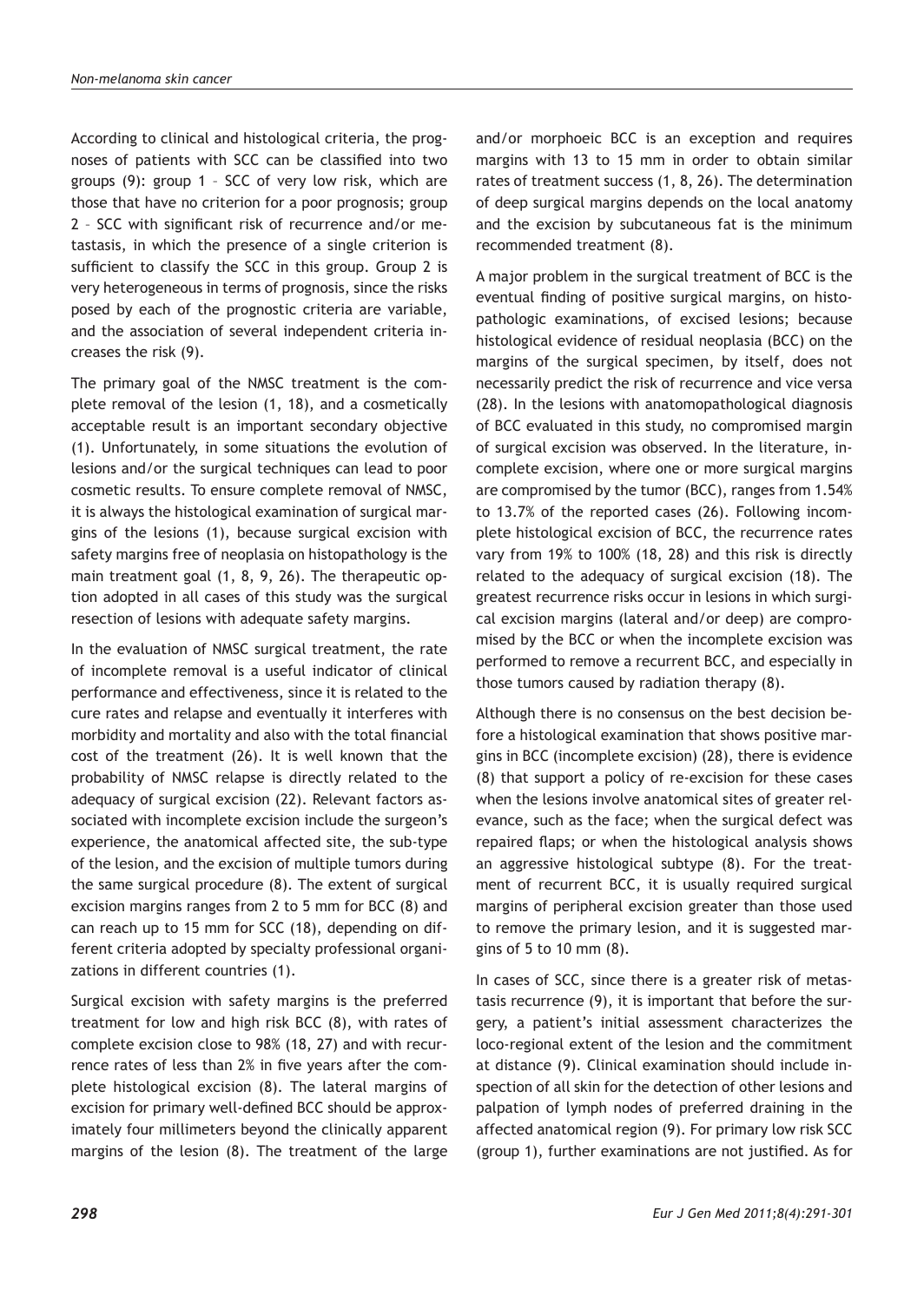According to clinical and histological criteria, the prognoses of patients with SCC can be classified into two groups (9): group 1 – SCC of very low risk, which are those that have no criterion for a poor prognosis; group 2 – SCC with significant risk of recurrence and/or metastasis, in which the presence of a single criterion is sufficient to classify the SCC in this group. Group 2 is very heterogeneous in terms of prognosis, since the risks posed by each of the prognostic criteria are variable, and the association of several independent criteria increases the risk (9).

The primary goal of the NMSC treatment is the complete removal of the lesion (1, 18), and a cosmetically acceptable result is an important secondary objective (1). Unfortunately, in some situations the evolution of lesions and/or the surgical techniques can lead to poor cosmetic results. To ensure complete removal of NMSC, it is always the histological examination of surgical margins of the lesions (1), because surgical excision with safety margins free of neoplasia on histopathology is the main treatment goal (1, 8, 9, 26). The therapeutic option adopted in all cases of this study was the surgical resection of lesions with adequate safety margins.

In the evaluation of NMSC surgical treatment, the rate of incomplete removal is a useful indicator of clinical performance and effectiveness, since it is related to the cure rates and relapse and eventually it interferes with morbidity and mortality and also with the total financial cost of the treatment (26). It is well known that the probability of NMSC relapse is directly related to the adequacy of surgical excision (22). Relevant factors associated with incomplete excision include the surgeon's experience, the anatomical affected site, the sub-type of the lesion, and the excision of multiple tumors during the same surgical procedure (8). The extent of surgical excision margins ranges from 2 to 5 mm for BCC (8) and can reach up to 15 mm for SCC (18), depending on different criteria adopted by specialty professional organizations in different countries (1).

Surgical excision with safety margins is the preferred treatment for low and high risk BCC (8), with rates of complete excision close to 98% (18, 27) and with recurrence rates of less than 2% in five years after the complete histological excision (8). The lateral margins of excision for primary well-defined BCC should be approximately four millimeters beyond the clinically apparent margins of the lesion (8). The treatment of the large and/or morphoeic BCC is an exception and requires margins with 13 to 15 mm in order to obtain similar rates of treatment success (1, 8, 26). The determination of deep surgical margins depends on the local anatomy and the excision by subcutaneous fat is the minimum recommended treatment (8).

A major problem in the surgical treatment of BCC is the eventual finding of positive surgical margins, on histopathologic examinations, of excised lesions; because histological evidence of residual neoplasia (BCC) on the margins of the surgical specimen, by itself, does not necessarily predict the risk of recurrence and vice versa (28). In the lesions with anatomopathological diagnosis of BCC evaluated in this study, no compromised margin of surgical excision was observed. In the literature, incomplete excision, where one or more surgical margins are compromised by the tumor (BCC), ranges from 1.54% to 13.7% of the reported cases (26). Following incomplete histological excision of BCC, the recurrence rates vary from 19% to 100% (18, 28) and this risk is directly related to the adequacy of surgical excision (18). The greatest recurrence risks occur in lesions in which surgical excision margins (lateral and/or deep) are compromised by the BCC or when the incomplete excision was performed to remove a recurrent BCC, and especially in those tumors caused by radiation therapy (8).

Although there is no consensus on the best decision before a histological examination that shows positive margins in BCC (incomplete excision) (28), there is evidence (8) that support a policy of re-excision for these cases when the lesions involve anatomical sites of greater relevance, such as the face; when the surgical defect was repaired flaps; or when the histological analysis shows an aggressive histological subtype (8). For the treatment of recurrent BCC, it is usually required surgical margins of peripheral excision greater than those used to remove the primary lesion, and it is suggested margins of 5 to 10 mm (8).

In cases of SCC, since there is a greater risk of metastasis recurrence (9), it is important that before the surgery, a patient's initial assessment characterizes the loco-regional extent of the lesion and the commitment at distance (9). Clinical examination should include inspection of all skin for the detection of other lesions and palpation of lymph nodes of preferred draining in the affected anatomical region (9). For primary low risk SCC (group 1), further examinations are not justified. As for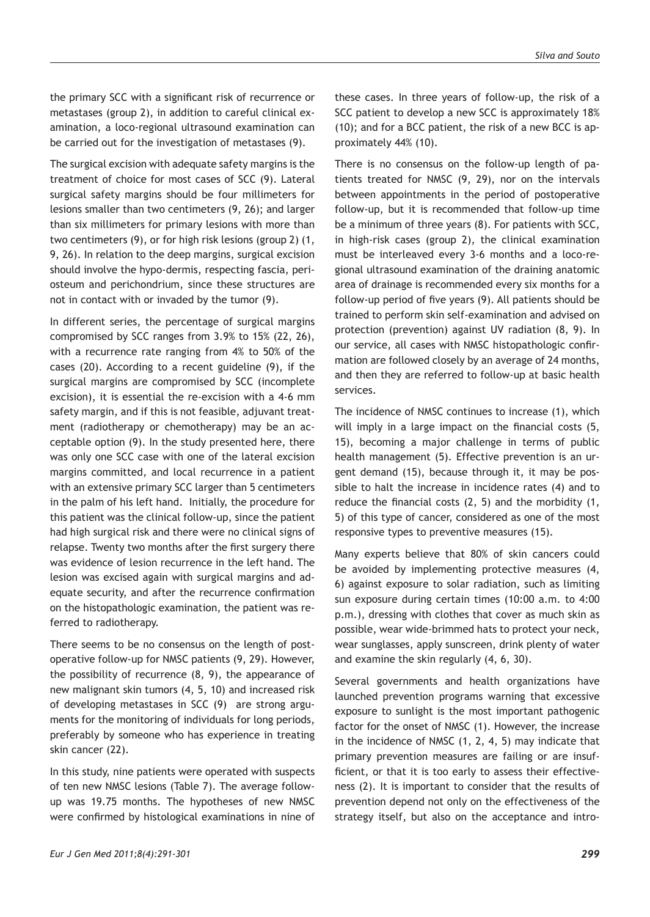the primary SCC with a significant risk of recurrence or metastases (group 2), in addition to careful clinical examination, a loco-regional ultrasound examination can be carried out for the investigation of metastases (9).

The surgical excision with adequate safety margins is the treatment of choice for most cases of SCC (9). Lateral surgical safety margins should be four millimeters for lesions smaller than two centimeters (9, 26); and larger than six millimeters for primary lesions with more than two centimeters (9), or for high risk lesions (group 2) (1, 9, 26). In relation to the deep margins, surgical excision should involve the hypo-dermis, respecting fascia, periosteum and perichondrium, since these structures are not in contact with or invaded by the tumor (9).

In different series, the percentage of surgical margins compromised by SCC ranges from 3.9% to 15% (22, 26), with a recurrence rate ranging from 4% to 50% of the cases (20). According to a recent guideline (9), if the surgical margins are compromised by SCC (incomplete excision), it is essential the re-excision with a 4-6 mm safety margin, and if this is not feasible, adjuvant treatment (radiotherapy or chemotherapy) may be an acceptable option (9). In the study presented here, there was only one SCC case with one of the lateral excision margins committed, and local recurrence in a patient with an extensive primary SCC larger than 5 centimeters in the palm of his left hand. Initially, the procedure for this patient was the clinical follow-up, since the patient had high surgical risk and there were no clinical signs of relapse. Twenty two months after the first surgery there was evidence of lesion recurrence in the left hand. The lesion was excised again with surgical margins and adequate security, and after the recurrence confirmation on the histopathologic examination, the patient was referred to radiotherapy.

There seems to be no consensus on the length of postoperative follow-up for NMSC patients (9, 29). However, the possibility of recurrence (8, 9), the appearance of new malignant skin tumors (4, 5, 10) and increased risk of developing metastases in SCC (9) are strong arguments for the monitoring of individuals for long periods, preferably by someone who has experience in treating skin cancer (22).

In this study, nine patients were operated with suspects of ten new NMSC lesions (Table 7). The average follow-up was 19.75 months. The hypotheses of new NMSC were confirmed by histological examinations in nine of these cases. In three years of follow-up, the risk of a SCC patient to develop a new SCC is approximately 18% (10); and for a BCC patient, the risk of a new BCC is approximately 44% (10).

There is no consensus on the follow-up length of patients treated for NMSC (9, 29), nor on the intervals between appointments in the period of postoperative follow-up, but it is recommended that follow-up time be a minimum of three years (8). For patients with SCC, in high-risk cases (group 2), the clinical examination must be interleaved every 3-6 months and a loco-regional ultrasound examination of the draining anatomic area of drainage is recommended every six months for a follow-up period of five years (9). All patients should be trained to perform skin self-examination and advised on protection (prevention) against UV radiation (8, 9). In our service, all cases with NMSC histopathologic confirmation are followed closely by an average of 24 months, and then they are referred to follow-up at basic health services.

The incidence of NMSC continues to increase (1), which will imply in a large impact on the financial costs (5, 15), becoming a major challenge in terms of public health management (5). Effective prevention is an urgent demand (15), because through it, it may be possible to halt the increase in incidence rates (4) and to reduce the financial costs (2, 5) and the morbidity (1, 5) of this type of cancer, considered as one of the most responsive types to preventive measures (15).

Many experts believe that 80% of skin cancers could be avoided by implementing protective measures (4, 6) against exposure to solar radiation, such as limiting sun exposure during certain times (10:00 a.m. to 4:00 p.m.), dressing with clothes that cover as much skin as possible, wear wide-brimmed hats to protect your neck, wear sunglasses, apply sunscreen, drink plenty of water and examine the skin regularly (4, 6, 30).

Several governments and health organizations have launched prevention programs warning that excessive exposure to sunlight is the most important pathogenic factor for the onset of NMSC (1). However, the increase in the incidence of NMSC (1, 2, 4, 5) may indicate that primary prevention measures are failing or are insufficient, or that it is too early to assess their effectiveness (2). It is important to consider that the results of prevention depend not only on the effectiveness of the strategy itself, but also on the acceptance and intro-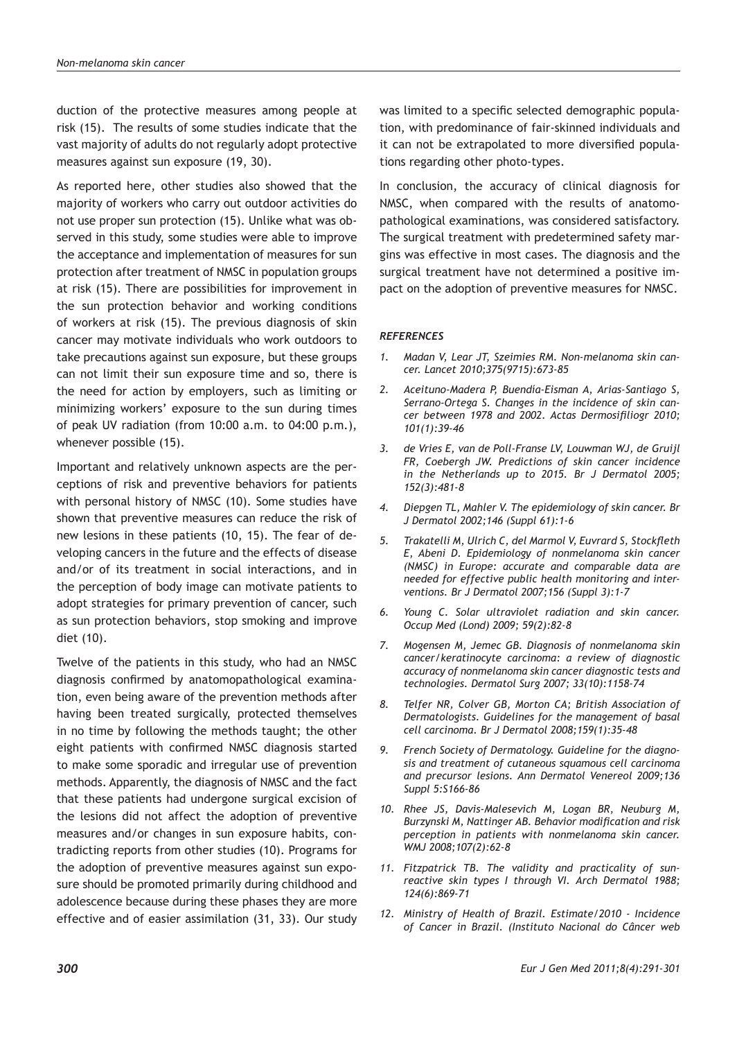duction of the protective measures among people at risk (15). The results of some studies indicate that the vast majority of adults do not regularly adopt protective measures against sun exposure (19, 30).

As reported here, other studies also showed that the majority of workers who carry out outdoor activities do not use proper sun protection (15). Unlike what was observed in this study, some studies were able to improve the acceptance and implementation of measures for sun protection after treatment of NMSC in population groups at risk (15). There are possibilities for improvement in the sun protection behavior and working conditions of workers at risk (15). The previous diagnosis of skin cancer may motivate individuals who work outdoors to take precautions against sun exposure, but these groups can not limit their sun exposure time and so, there is the need for action by employers, such as limiting or minimizing workers' exposure to the sun during times of peak UV radiation (from 10:00 a.m. to 04:00 p.m.), whenever possible (15).

Important and relatively unknown aspects are the perceptions of risk and preventive behaviors for patients with personal history of NMSC (10). Some studies have shown that preventive measures can reduce the risk of new lesions in these patients (10, 15). The fear of developing cancers in the future and the effects of disease and/or of its treatment in social interactions, and in the perception of body image can motivate patients to adopt strategies for primary prevention of cancer, such as sun protection behaviors, stop smoking and improve diet (10).

Twelve of the patients in this study, who had an NMSC diagnosis confirmed by anatomopathological examination, even being aware of the prevention methods after having been treated surgically, protected themselves in no time by following the methods taught; the other eight patients with confirmed NMSC diagnosis started to make some sporadic and irregular use of prevention methods. Apparently, the diagnosis of NMSC and the fact that these patients had undergone surgical excision of the lesions did not affect the adoption of preventive measures and/or changes in sun exposure habits, contradicting reports from other studies (10). Programs for the adoption of preventive measures against sun exposure should be promoted primarily during childhood and adolescence because during these phases they are more effective and of easier assimilation (31, 33). Our study was limited to a specific selected demographic population, with predominance of fair-skinned individuals and it can not be extrapolated to more diversified populations regarding other photo-types.

In conclusion, the accuracy of clinical diagnosis for NMSC, when compared with the results of anatomopathological examinations, was considered satisfactory. The surgical treatment with predetermined safety margins was effective in most cases. The diagnosis and the surgical treatment have not determined a positive impact on the adoption of preventive measures for NMSC.

### *REFERENCES*

1. *Madan V, Lear JT, Szeimies RM. Non-melanoma skin cancer. Lancet 2010;375(9715):673-85*
2. *Aceituno-Madera P, Buendía-Eisman A, Arias-Santiago S, Serrano-Ortega S. Changes in the incidence of skin cancer between 1978 and 2002. Actas Dermosifiliogr 2010; 101(1):39-46*
3. *de Vries E, van de Poll-Franse LV, Louwman WJ, de Gruijl FR, Coebergh JW. Predictions of skin cancer incidence in the Netherlands up to 2015. Br J Dermatol 2005; 152(3):481-8*
4. *Diepgen TL, Mahler V. The epidemiology of skin cancer. Br J Dermatol 2002;146 (Suppl 61):1-6*
5. *Trakatelli M, Ulrich C, del Marmol V, Euvrard S, Stockfleth E, Abeni D. Epidemiology of nonmelanoma skin cancer (NMSC) in Europe: accurate and comparable data are needed for effective public health monitoring and interventions. Br J Dermatol 2007;156 (Suppl 3):1-7*
6. *Young C. Solar ultraviolet radiation and skin cancer. Occup Med (Lond) 2009; 59(2):82-8*
7. *Mogensen M, Jemec GB. Diagnosis of nonmelanoma skin cancer/keratinocyte carcinoma: a review of diagnostic accuracy of nonmelanoma skin cancer diagnostic tests and technologies. Dermatol Surg 2007; 33(10):1158-74*
8. *Telfer NR, Colver GB, Morton CA; British Association of Dermatologists. Guidelines for the management of basal cell carcinoma. Br J Dermatol 2008;159(1):35-48*
9. *French Society of Dermatology. Guideline for the diagnosis and treatment of cutaneous squamous cell carcinoma and precursor lesions. Ann Dermatol Venereol 2009;136 Suppl 5:S166-86*
10. *Rhee JS, Davis-Malesevich M, Logan BR, Neuburg M, Burzynski M, Nattinger AB. Behavior modification and risk perception in patients with nonmelanoma skin cancer. WMJ 2008;107(2):62-8*
11. *Fitzpatrick TB. The validity and practicality of sun-reactive skin types I through VI. Arch Dermatol 1988; 124(6):869-71*
12. *Ministry of Health of Brazil. Estimate/2010 - Incidence of Cancer in Brazil. (Instituto Nacional do Câncer web*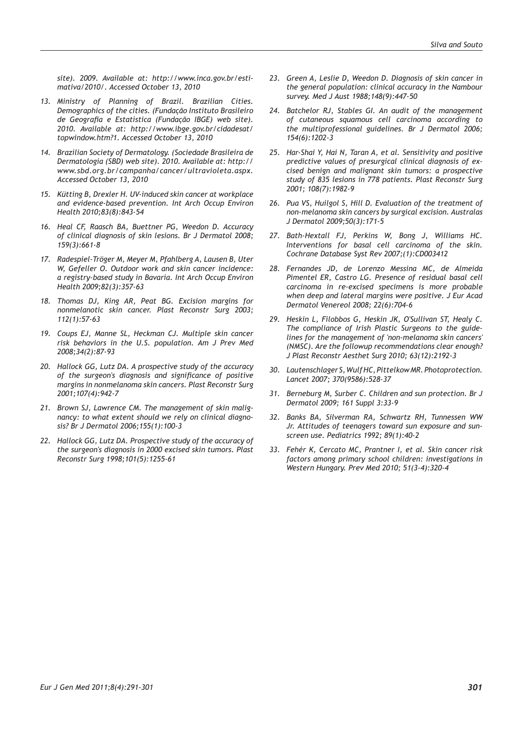site). 2009. Available at: http://www.inca.gov.br/estimativa/2010/. Accessed October 13, 2010

13. Ministry of Planning of Brazil. Brazilian Cities. Demographics of the cities. (Fundação Instituto Brasileiro de Geografia e Estatística (Fundação IBGE) web site). 2010. Available at: http://www.ibge.gov.br/cidadesat/topwindow.htm?1. Accessed October 13, 2010

14. Brazilian Society of Dermatology. (Sociedade Brasileira de Dermatologia (SBD) web site). 2010. Available at: http://www.sbd.org.br/campanha/cancer/ultravioleta.aspx. Accessed October 13, 2010

15. Kütting B, Drexler H. UV-induced skin cancer at workplace and evidence-based prevention. Int Arch Occup Environ Health 2010;83(8):843-54

16. Heal CF, Raasch BA, Buettner PG, Weedon D. Accuracy of clinical diagnosis of skin lesions. Br J Dermatol 2008; 159(3):661-8

17. Radespiel-Tröger M, Meyer M, Pfahlberg A, Lausen B, Uter W, Gefeller O. Outdoor work and skin cancer incidence: a registry-based study in Bavaria. Int Arch Occup Environ Health 2009;82(3):357-63

18. Thomas DJ, King AR, Peat BG. Excision margins for nonmelanotic skin cancer. Plast Reconstr Surg 2003; 112(1):57-63

19. Coups EJ, Manne SL, Heckman CJ. Multiple skin cancer risk behaviors in the U.S. population. Am J Prev Med 2008;34(2):87-93

20. Hallock GG, Lutz DA. A prospective study of the accuracy of the surgeon's diagnosis and significance of positive margins in nonmelanoma skin cancers. Plast Reconstr Surg 2001;107(4):942-7

21. Brown SJ, Lawrence CM. The management of skin malignancy: to what extent should we rely on clinical diagnosis? Br J Dermatol 2006;155(1):100-3

22. Hallock GG, Lutz DA. Prospective study of the accuracy of the surgeon's diagnosis in 2000 excised skin tumors. Plast Reconstr Surg 1998;101(5):1255-61

23. Green A, Leslie D, Weedon D. Diagnosis of skin cancer in the general population: clinical accuracy in the Nambour survey. Med J Aust 1988;148(9):447-50

24. Batchelor RJ, Stables GI. An audit of the management of cutaneous squamous cell carcinoma according to the multiprofessional guidelines. Br J Dermatol 2006; 154(6):1202-3

25. Har-Shai Y, Hai N, Taran A, et al. Sensitivity and positive predictive values of presurgical clinical diagnosis of excised benign and malignant skin tumors: a prospective study of 835 lesions in 778 patients. Plast Reconstr Surg 2001; 108(7):1982-9

26. Pua VS, Huilgol S, Hill D. Evaluation of the treatment of non-melanoma skin cancers by surgical excision. Australas J Dermatol 2009;50(3):171-5

27. Bath-Hextall FJ, Perkins W, Bong J, Williams HC. Interventions for basal cell carcinoma of the skin. Cochrane Database Syst Rev 2007;(1):CD003412

28. Fernandes JD, de Lorenzo Messina MC, de Almeida Pimentel ER, Castro LG. Presence of residual basal cell carcinoma in re-excised specimens is more probable when deep and lateral margins were positive. J Eur Acad Dermatol Venereol 2008; 22(6):704-6

29. Heskin L, Filobbos G, Heskin JK, O'Sullivan ST, Healy C. The compliance of Irish Plastic Surgeons to the guidelines for the management of 'non-melanoma skin cancers' (NMSC). Are the followup recommendations clear enough? J Plast Reconstr Aesthet Surg 2010; 63(12):2192-3

30. Lautenschlager S, Wulf HC, Pittelkow MR. Photoprotection. Lancet 2007; 370(9586):528-37

31. Berneburg M, Surber C. Children and sun protection. Br J Dermatol 2009; 161 Suppl 3:33-9

32. Banks BA, Silverman RA, Schwartz RH, Tunnessen WW Jr. Attitudes of teenagers toward sun exposure and sunscreen use. Pediatrics 1992; 89(1):40-2

33. Fehér K, Cercato MC, Prantner I, et al. Skin cancer risk factors among primary school children: investigations in Western Hungary. Prev Med 2010; 51(3-4):320-4